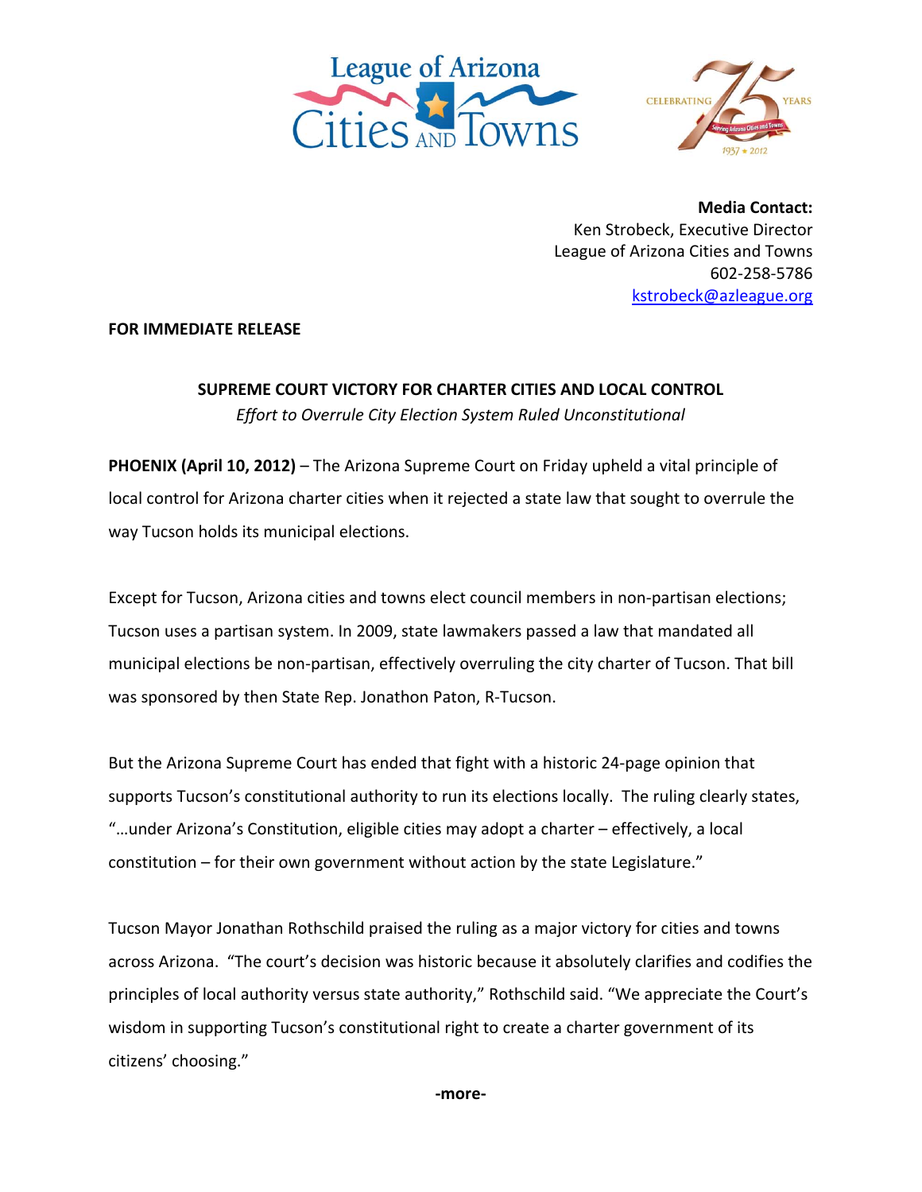**Media Contact:**
Ken Strobeck, Executive Director
League of Arizona Cities and Towns
602-258-5786
kstrobeck@azleague.org

**FOR IMMEDIATE RELEASE**

**SUPREME COURT VICTORY FOR CHARTER CITIES AND LOCAL CONTROL**

*Effort to Overrule City Election System Ruled Unconstitutional*

**PHOENIX (April 10, 2012)** – The Arizona Supreme Court on Friday upheld a vital principle of local control for Arizona charter cities when it rejected a state law that sought to overrule the way Tucson holds its municipal elections.

Except for Tucson, Arizona cities and towns elect council members in non-partisan elections; Tucson uses a partisan system. In 2009, state lawmakers passed a law that mandated all municipal elections be non-partisan, effectively overruling the city charter of Tucson. That bill was sponsored by then State Rep. Jonathon Paton, R-Tucson.

But the Arizona Supreme Court has ended that fight with a historic 24-page opinion that supports Tucson's constitutional authority to run its elections locally. The ruling clearly states, "…under Arizona's Constitution, eligible cities may adopt a charter – effectively, a local constitution – for their own government without action by the state Legislature."

Tucson Mayor Jonathan Rothschild praised the ruling as a major victory for cities and towns across Arizona. "The court's decision was historic because it absolutely clarifies and codifies the principles of local authority versus state authority," Rothschild said. "We appreciate the Court's wisdom in supporting Tucson's constitutional right to create a charter government of its citizens' choosing."

**-more-**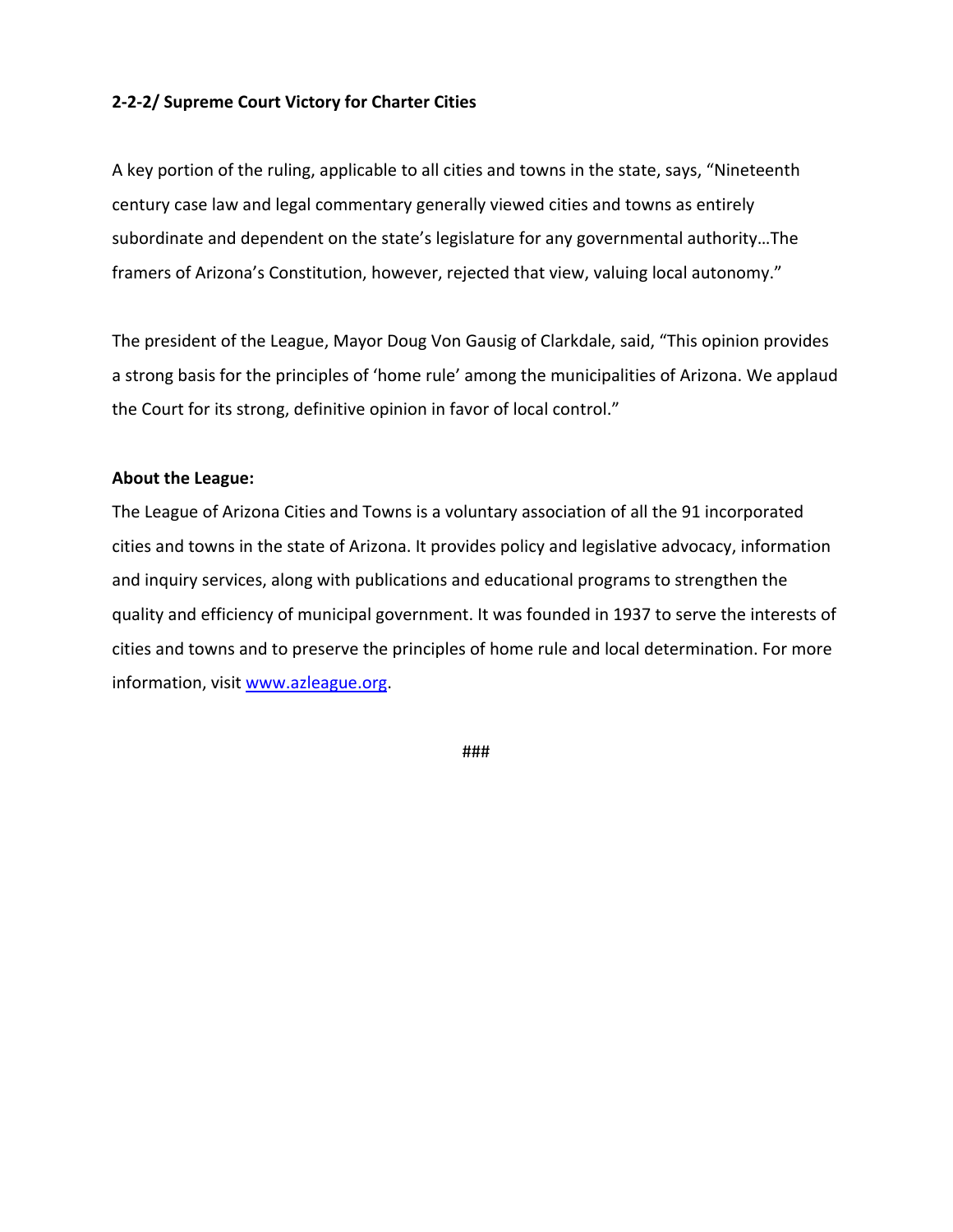**2-2-2/ Supreme Court Victory for Charter Cities**

A key portion of the ruling, applicable to all cities and towns in the state, says, "Nineteenth century case law and legal commentary generally viewed cities and towns as entirely subordinate and dependent on the state's legislature for any governmental authority…The framers of Arizona's Constitution, however, rejected that view, valuing local autonomy."

The president of the League, Mayor Doug Von Gausig of Clarkdale, said, "This opinion provides a strong basis for the principles of 'home rule' among the municipalities of Arizona. We applaud the Court for its strong, definitive opinion in favor of local control."

**About the League:**

The League of Arizona Cities and Towns is a voluntary association of all the 91 incorporated cities and towns in the state of Arizona. It provides policy and legislative advocacy, information and inquiry services, along with publications and educational programs to strengthen the quality and efficiency of municipal government. It was founded in 1937 to serve the interests of cities and towns and to preserve the principles of home rule and local determination. For more information, visit [www.azleague.org](http://www.azleague.org).

###